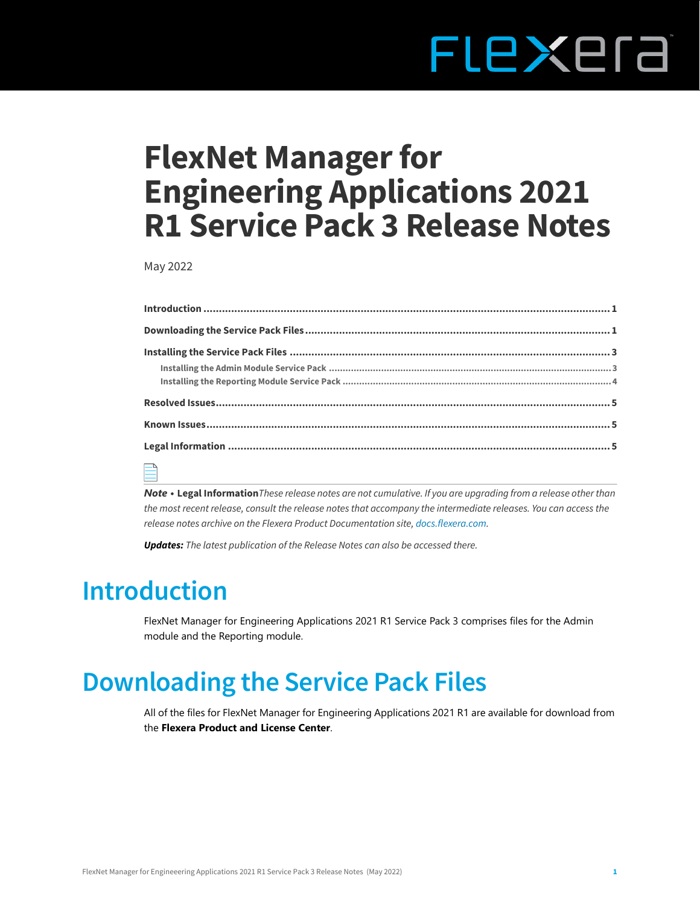# FlexNet Manager for Engineering Applications 2021 R1 Service Pack 3 Release Notes

May 2022

**Introduction** .......... 1

**Downloading the Service Pack Files** .......... 1

**Installing the Service Pack Files** .......... 3

- Installing the Admin Module Service Pack .......... 3
- Installing the Reporting Module Service Pack .......... 4

**Resolved Issues** .......... 5

**Known Issues** .......... 5

**Legal Information** .......... 5

***Note* • Legal Information** *These release notes are not cumulative. If you are upgrading from a release other than the most recent release, consult the release notes that accompany the intermediate releases. You can access the release notes archive on the Flexera Product Documentation site, docs.flexera.com.*

***Updates:*** *The latest publication of the Release Notes can also be accessed there.*

# Introduction

FlexNet Manager for Engineering Applications 2021 R1 Service Pack 3 comprises files for the Admin module and the Reporting module.

# Downloading the Service Pack Files

All of the files for FlexNet Manager for Engineering Applications 2021 R1 are available for download from the **Flexera Product and License Center**.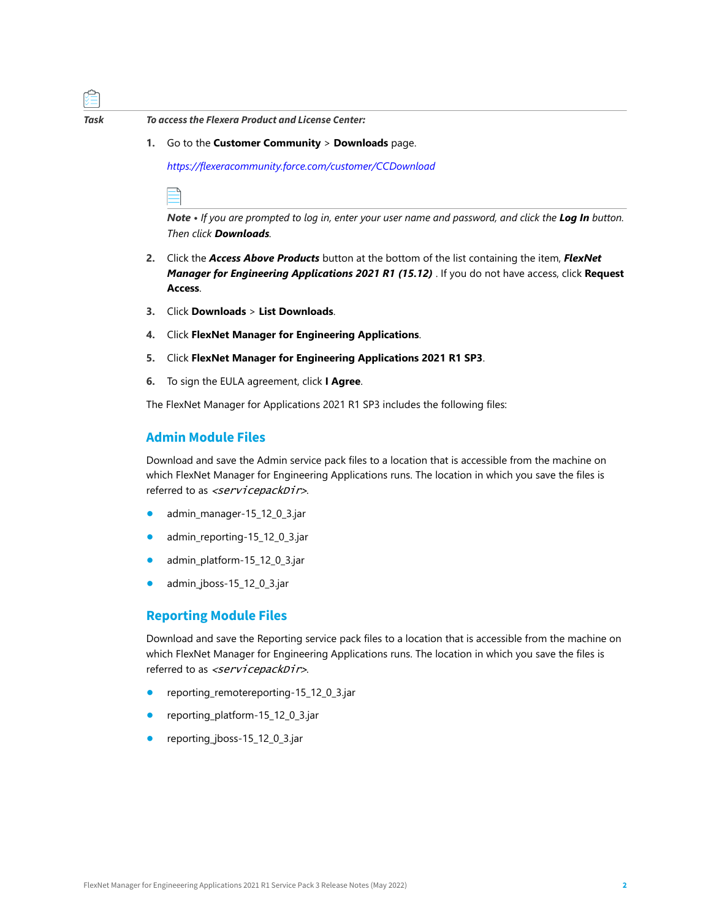*Task* ***To access the Flexera Product and License Center:***

1. Go to the **Customer Community** > **Downloads** page.

   *https://flexeracommunity.force.com/customer/CCDownload*

   ***Note •*** *If you are prompted to log in, enter your user name and password, and click the* ***Log In*** *button. Then click* ***Downloads****.*

2. Click the ***Access Above Products*** button at the bottom of the list containing the item, ***FlexNet Manager for Engineering Applications 2021 R1 (15.12)*** . If you do not have access, click **Request Access**.

3. Click **Downloads** > **List Downloads**.

4. Click **FlexNet Manager for Engineering Applications**.

5. Click **FlexNet Manager for Engineering Applications 2021 R1 SP3**.

6. To sign the EULA agreement, click **I Agree**.

The FlexNet Manager for Applications 2021 R1 SP3 includes the following files:

## Admin Module Files

Download and save the Admin service pack files to a location that is accessible from the machine on which FlexNet Manager for Engineering Applications runs. The location in which you save the files is referred to as <*servicepackDir*>.

- admin_manager-15_12_0_3.jar
- admin_reporting-15_12_0_3.jar
- admin_platform-15_12_0_3.jar
- admin_jboss-15_12_0_3.jar

## Reporting Module Files

Download and save the Reporting service pack files to a location that is accessible from the machine on which FlexNet Manager for Engineering Applications runs. The location in which you save the files is referred to as <*servicepackDir*>.

- reporting_remotereporting-15_12_0_3.jar
- reporting_platform-15_12_0_3.jar
- reporting_jboss-15_12_0_3.jar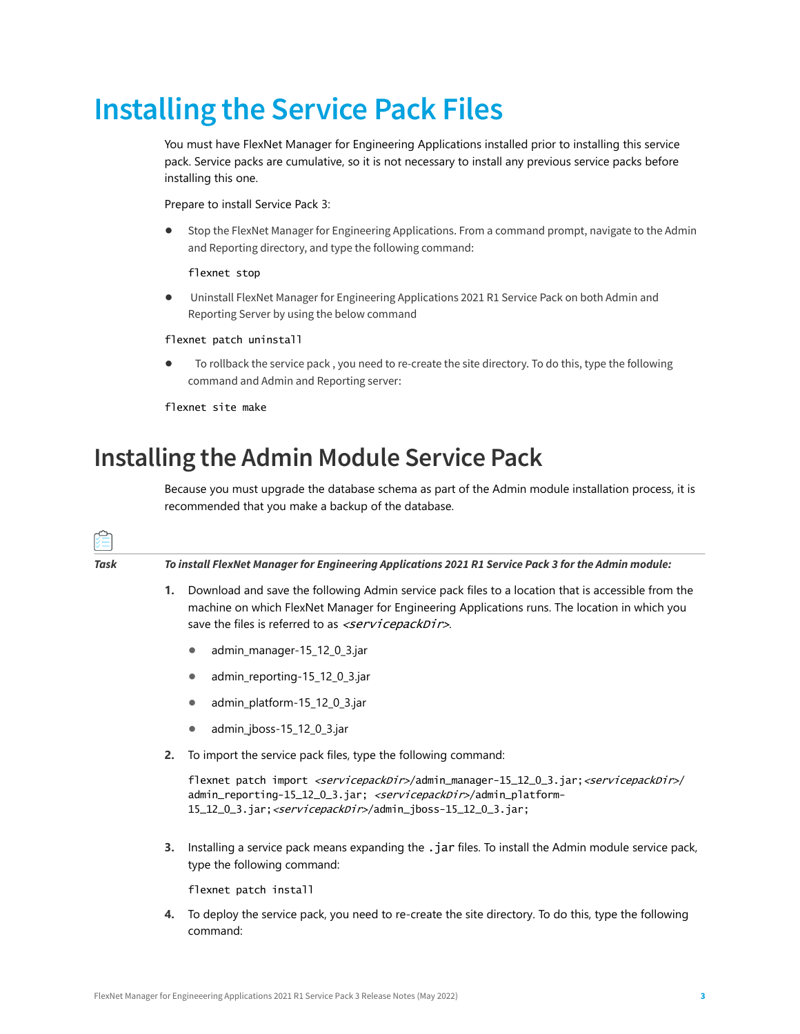# Installing the Service Pack Files

You must have FlexNet Manager for Engineering Applications installed prior to installing this service pack. Service packs are cumulative, so it is not necessary to install any previous service packs before installing this one.

Prepare to install Service Pack 3:

- Stop the FlexNet Manager for Engineering Applications. From a command prompt, navigate to the Admin and Reporting directory, and type the following command:

  ```
  flexnet stop
  ```

- Uninstall FlexNet Manager for Engineering Applications 2021 R1 Service Pack on both Admin and Reporting Server by using the below command

```
flexnet patch uninstall
```

- To rollback the service pack , you need to re-create the site directory. To do this, type the following command and Admin and Reporting server:

```
flexnet site make
```

## Installing the Admin Module Service Pack

Because you must upgrade the database schema as part of the Admin module installation process, it is recommended that you make a backup of the database.

**Task** ***To install FlexNet Manager for Engineering Applications 2021 R1 Service Pack 3 for the Admin module:***

1. Download and save the following Admin service pack files to a location that is accessible from the machine on which FlexNet Manager for Engineering Applications runs. The location in which you save the files is referred to as *<servicepackDir>*.
   - admin_manager-15_12_0_3.jar
   - admin_reporting-15_12_0_3.jar
   - admin_platform-15_12_0_3.jar
   - admin_jboss-15_12_0_3.jar
2. To import the service pack files, type the following command:

   ```
   flexnet patch import <servicepackDir>/admin_manager-15_12_0_3.jar;<servicepackDir>/admin_reporting-15_12_0_3.jar; <servicepackDir>/admin_platform-15_12_0_3.jar;<servicepackDir>/admin_jboss-15_12_0_3.jar;
   ```

3. Installing a service pack means expanding the `.jar` files. To install the Admin module service pack, type the following command:

   ```
   flexnet patch install
   ```

4. To deploy the service pack, you need to re-create the site directory. To do this, type the following command: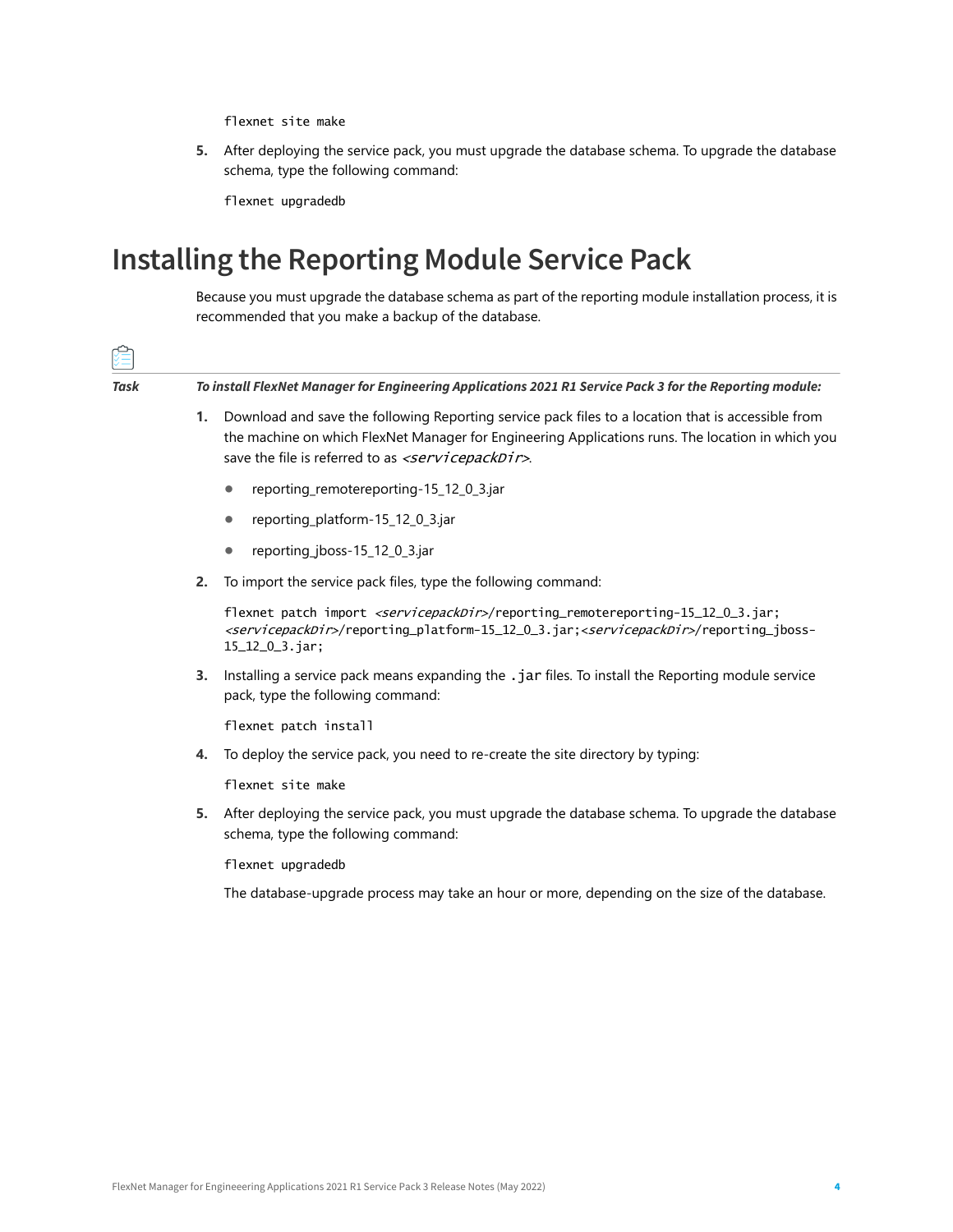```
flexnet site make
```

5. After deploying the service pack, you must upgrade the database schema. To upgrade the database schema, type the following command:

```
flexnet upgradedb
```

# Installing the Reporting Module Service Pack

Because you must upgrade the database schema as part of the reporting module installation process, it is recommended that you make a backup of the database.

***Task*** ***To install FlexNet Manager for Engineering Applications 2021 R1 Service Pack 3 for the Reporting module:***

1. Download and save the following Reporting service pack files to a location that is accessible from the machine on which FlexNet Manager for Engineering Applications runs. The location in which you save the file is referred to as *<servicepackDir>*.

   - reporting_remotereporting-15_12_0_3.jar
   - reporting_platform-15_12_0_3.jar
   - reporting_jboss-15_12_0_3.jar

2. To import the service pack files, type the following command:

```
flexnet patch import <servicepackDir>/reporting_remotereporting-15_12_0_3.jar;
<servicepackDir>/reporting_platform-15_12_0_3.jar;<servicepackDir>/reporting_jboss-
15_12_0_3.jar;
```

3. Installing a service pack means expanding the `.jar` files. To install the Reporting module service pack, type the following command:

```
flexnet patch install
```

4. To deploy the service pack, you need to re-create the site directory by typing:

```
flexnet site make
```

5. After deploying the service pack, you must upgrade the database schema. To upgrade the database schema, type the following command:

```
flexnet upgradedb
```

   The database-upgrade process may take an hour or more, depending on the size of the database.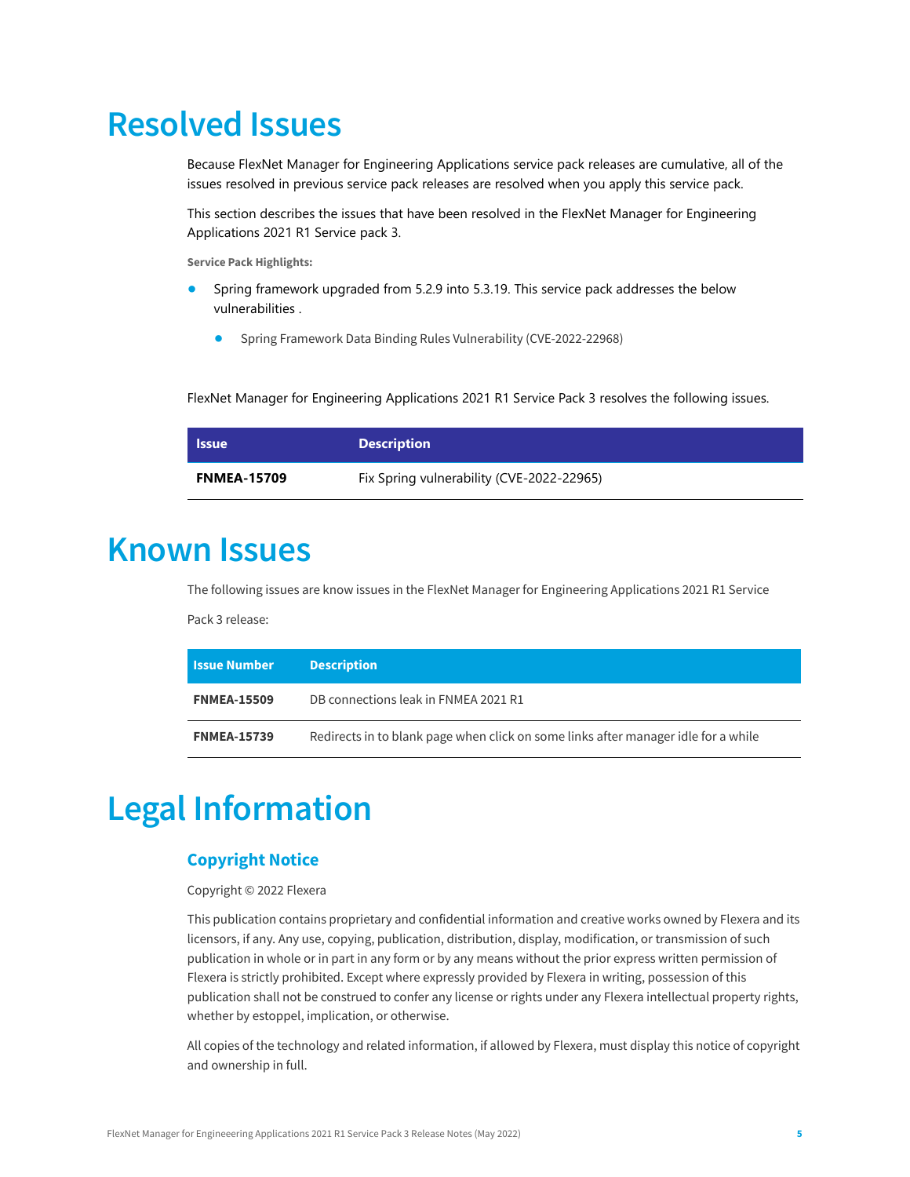# Resolved Issues

Because FlexNet Manager for Engineering Applications service pack releases are cumulative, all of the issues resolved in previous service pack releases are resolved when you apply this service pack.

This section describes the issues that have been resolved in the FlexNet Manager for Engineering Applications 2021 R1 Service pack 3.

**Service Pack Highlights:**

- Spring framework upgraded from 5.2.9 into 5.3.19. This service pack addresses the below vulnerabilities .
    - Spring Framework Data Binding Rules Vulnerability (CVE-2022-22968)

FlexNet Manager for Engineering Applications 2021 R1 Service Pack 3 resolves the following issues.

| Issue | Description |
|---|---|
| **FNMEA-15709** | Fix Spring vulnerability (CVE-2022-22965) |

# Known Issues

The following issues are know issues in the FlexNet Manager for Engineering Applications 2021 R1 Service Pack 3 release:

| Issue Number | Description |
|---|---|
| **FNMEA-15509** | DB connections leak in FNMEA 2021 R1 |
| **FNMEA-15739** | Redirects in to blank page when click on some links after manager idle for a while |

# Legal Information

## Copyright Notice

Copyright © 2022 Flexera

This publication contains proprietary and confidential information and creative works owned by Flexera and its licensors, if any. Any use, copying, publication, distribution, display, modification, or transmission of such publication in whole or in part in any form or by any means without the prior express written permission of Flexera is strictly prohibited. Except where expressly provided by Flexera in writing, possession of this publication shall not be construed to confer any license or rights under any Flexera intellectual property rights, whether by estoppel, implication, or otherwise.

All copies of the technology and related information, if allowed by Flexera, must display this notice of copyright and ownership in full.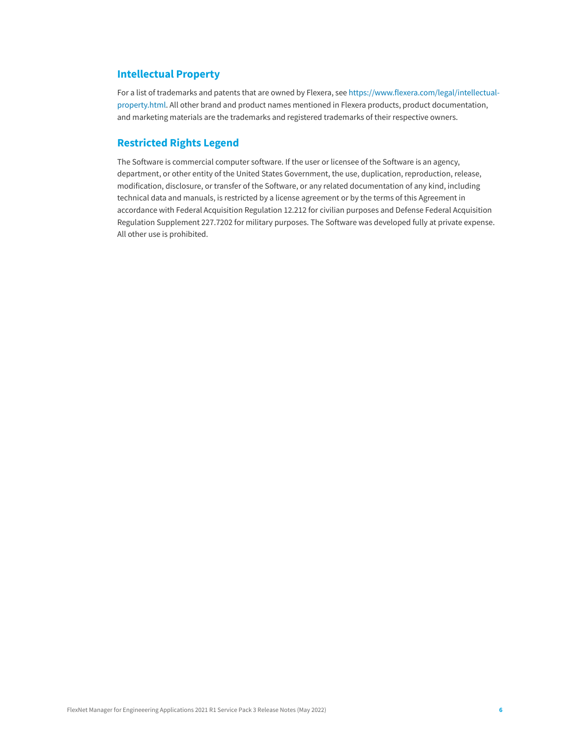## Intellectual Property

For a list of trademarks and patents that are owned by Flexera, see https://www.flexera.com/legal/intellectual-property.html. All other brand and product names mentioned in Flexera products, product documentation, and marketing materials are the trademarks and registered trademarks of their respective owners.

## Restricted Rights Legend

The Software is commercial computer software. If the user or licensee of the Software is an agency, department, or other entity of the United States Government, the use, duplication, reproduction, release, modification, disclosure, or transfer of the Software, or any related documentation of any kind, including technical data and manuals, is restricted by a license agreement or by the terms of this Agreement in accordance with Federal Acquisition Regulation 12.212 for civilian purposes and Defense Federal Acquisition Regulation Supplement 227.7202 for military purposes. The Software was developed fully at private expense. All other use is prohibited.